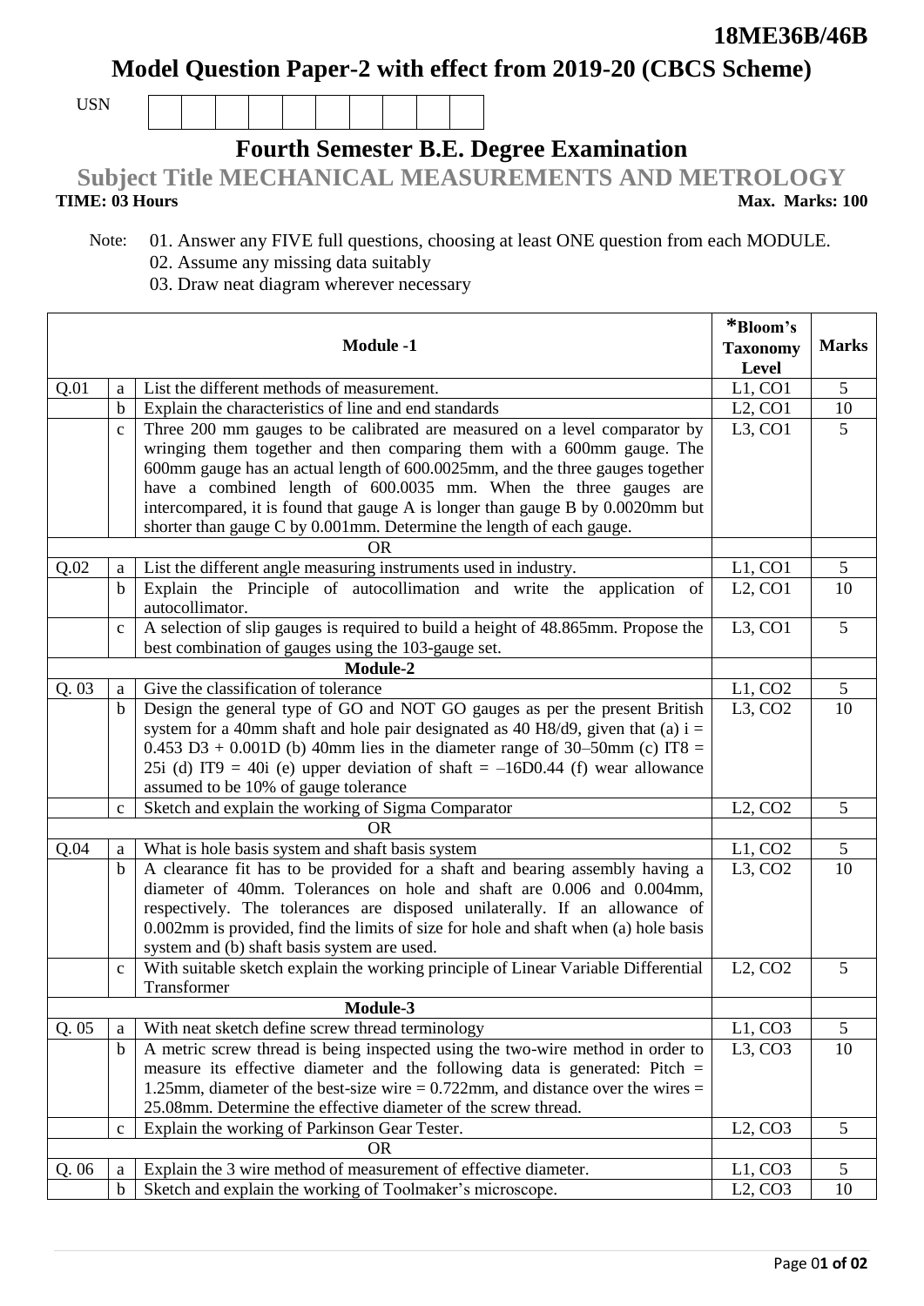**18ME36B/46B**

# Model Question Paper-2 with effect from 2019-20 (CBCS Scheme)

USN | | | | | | | | | | |

## Fourth Semester B.E. Degree Examination

## Subject Title MECHANICAL MEASUREMENTS AND METROLOGY

**TIME: 03 Hours** **Max. Marks: 100**

Note: 01. Answer any FIVE full questions, choosing at least ONE question from each MODULE.
02. Assume any missing data suitably
03. Draw neat diagram wherever necessary

| | | **Module -1** | ***Bloom's Taxonomy Level** | **Marks** |
|---|---|---|---|---|
| Q.01 | a | List the different methods of measurement. | L1, CO1 | 5 |
| | b | Explain the characteristics of line and end standards | L2, CO1 | 10 |
| | c | Three 200 mm gauges to be calibrated are measured on a level comparator by wringing them together and then comparing them with a 600mm gauge. The 600mm gauge has an actual length of 600.0025mm, and the three gauges together have a combined length of 600.0035 mm. When the three gauges are intercompared, it is found that gauge A is longer than gauge B by 0.0020mm but shorter than gauge C by 0.001mm. Determine the length of each gauge. | L3, CO1 | 5 |
| | | OR | | |
| Q.02 | a | List the different angle measuring instruments used in industry. | L1, CO1 | 5 |
| | b | Explain the Principle of autocollimation and write the application of autocollimator. | L2, CO1 | 10 |
| | c | A selection of slip gauges is required to build a height of 48.865mm. Propose the best combination of gauges using the 103-gauge set. | L3, CO1 | 5 |
| | | **Module-2** | | |
| Q. 03 | a | Give the classification of tolerance | L1, CO2 | 5 |
| | b | Design the general type of GO and NOT GO gauges as per the present British system for a 40mm shaft and hole pair designated as 40 H8/d9, given that (a) $i = 0.453\ D3 + 0.001D$ (b) 40mm lies in the diameter range of 30–50mm (c) IT8 = 25i (d) IT9 = 40i (e) upper deviation of shaft = $-16D0.44$ (f) wear allowance assumed to be 10% of gauge tolerance | L3, CO2 | 10 |
| | c | Sketch and explain the working of Sigma Comparator | L2, CO2 | 5 |
| | | OR | | |
| Q.04 | a | What is hole basis system and shaft basis system | L1, CO2 | 5 |
| | b | A clearance fit has to be provided for a shaft and bearing assembly having a diameter of 40mm. Tolerances on hole and shaft are 0.006 and 0.004mm, respectively. The tolerances are disposed unilaterally. If an allowance of 0.002mm is provided, find the limits of size for hole and shaft when (a) hole basis system and (b) shaft basis system are used. | L3, CO2 | 10 |
| | c | With suitable sketch explain the working principle of Linear Variable Differential Transformer | L2, CO2 | 5 |
| | | **Module-3** | | |
| Q. 05 | a | With neat sketch define screw thread terminology | L1, CO3 | 5 |
| | b | A metric screw thread is being inspected using the two-wire method in order to measure its effective diameter and the following data is generated: Pitch = 1.25mm, diameter of the best-size wire = 0.722mm, and distance over the wires = 25.08mm. Determine the effective diameter of the screw thread. | L3, CO3 | 10 |
| | c | Explain the working of Parkinson Gear Tester. | L2, CO3 | 5 |
| | | OR | | |
| Q. 06 | a | Explain the 3 wire method of measurement of effective diameter. | L1, CO3 | 5 |
| | b | Sketch and explain the working of Toolmaker's microscope. | L2, CO3 | 10 |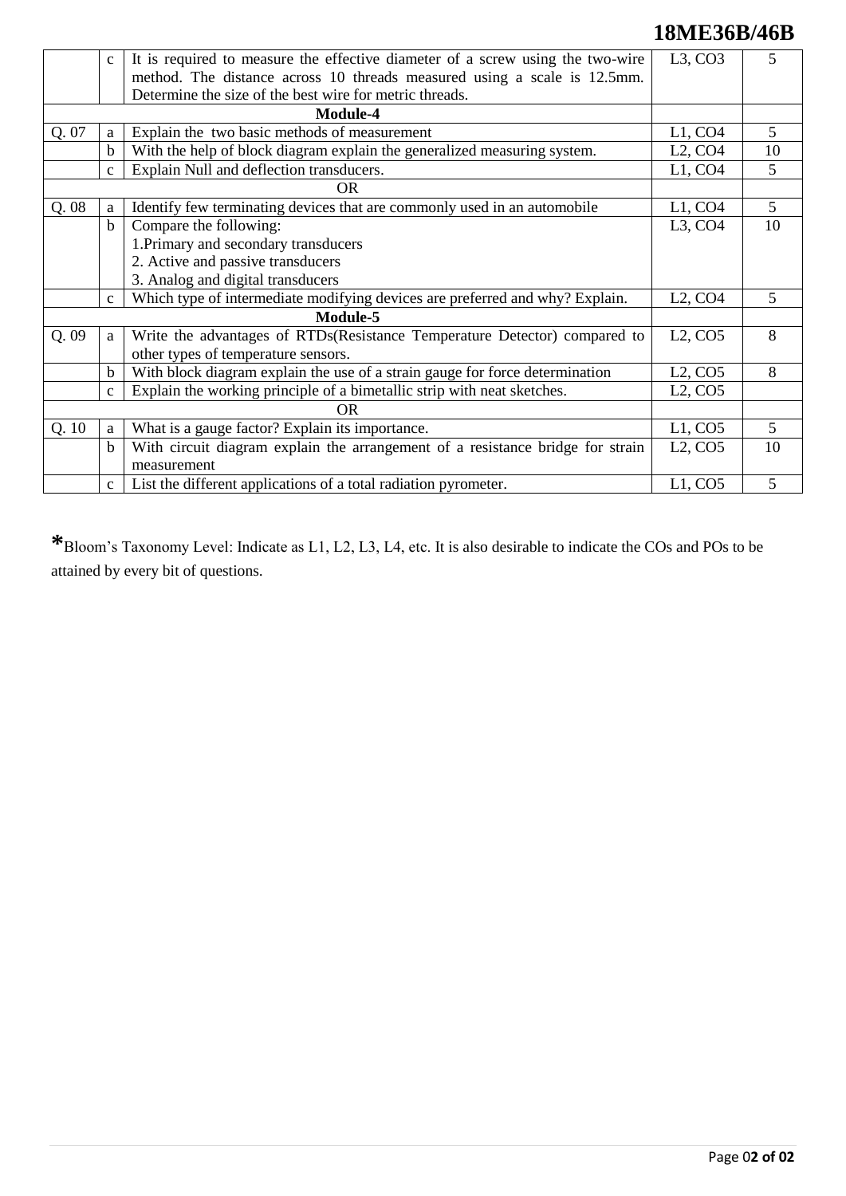| | | | | |
|---|---|---|---|---|
| | c | It is required to measure the effective diameter of a screw using the two-wire method. The distance across 10 threads measured using a scale is 12.5mm. Determine the size of the best wire for metric threads. | L3, CO3 | 5 |
| **Module-4** | | | | |
| Q. 07 | a | Explain the two basic methods of measurement | L1, CO4 | 5 |
| | b | With the help of block diagram explain the generalized measuring system. | L2, CO4 | 10 |
| | c | Explain Null and deflection transducers. | L1, CO4 | 5 |
| OR | | | | |
| Q. 08 | a | Identify few terminating devices that are commonly used in an automobile | L1, CO4 | 5 |
| | b | Compare the following:<br>1.Primary and secondary transducers<br>2. Active and passive transducers<br>3. Analog and digital transducers | L3, CO4 | 10 |
| | c | Which type of intermediate modifying devices are preferred and why? Explain. | L2, CO4 | 5 |
| **Module-5** | | | | |
| Q. 09 | a | Write the advantages of RTDs(Resistance Temperature Detector) compared to other types of temperature sensors. | L2, CO5 | 8 |
| | b | With block diagram explain the use of a strain gauge for force determination | L2, CO5 | 8 |
| | c | Explain the working principle of a bimetallic strip with neat sketches. | L2, CO5 | |
| OR | | | | |
| Q. 10 | a | What is a gauge factor? Explain its importance. | L1, CO5 | 5 |
| | b | With circuit diagram explain the arrangement of a resistance bridge for strain measurement | L2, CO5 | 10 |
| | c | List the different applications of a total radiation pyrometer. | L1, CO5 | 5 |

*Bloom's Taxonomy Level: Indicate as L1, L2, L3, L4, etc. It is also desirable to indicate the COs and POs to be attained by every bit of questions.